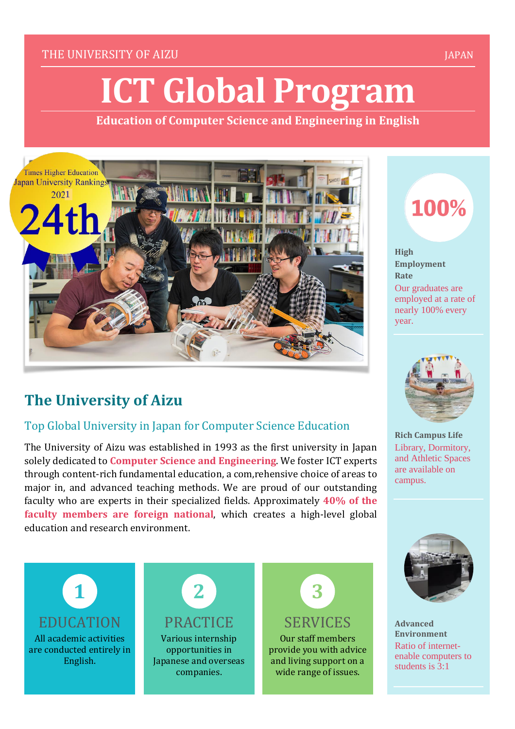THE UNIVERSITY OF AIZU JAPAN

# ICT Global Program

**Education of Computer Science and Engineering in English**

Times Higher Education Japan University Rankings 2021

24th

## The University of Aizu

### Top Global University in Japan for Computer Science Education

The University of Aizu was established in 1993 as the first university in Japan solely dedicated to **Computer Science and Engineering**. We foster ICT experts through content-rich fundamental education, a com,rehensive choice of areas to major in, and advanced teaching methods. We are proud of our outstanding faculty who are experts in their specialized fields. Approximately **40% of the faculty members are foreign national**, which creates a high-level global education and research environment.

**1 EDUCATION**

All academic activities are conducted entirely in English.

**2 PRACTICE**

Various internship opportunities in Japanese and overseas companies.

**3 SERVICES**

Our staff members provide you with advice and living support on a wide range of issues.

**100%**

**High Employment Rate**

Our graduates are employed at a rate of nearly 100% every year.

**Rich Campus Life**

Library, Dormitory, and Athletic Spaces are available on campus.

**Advanced Environment**

Ratio of internet-enable computers to students is 3:1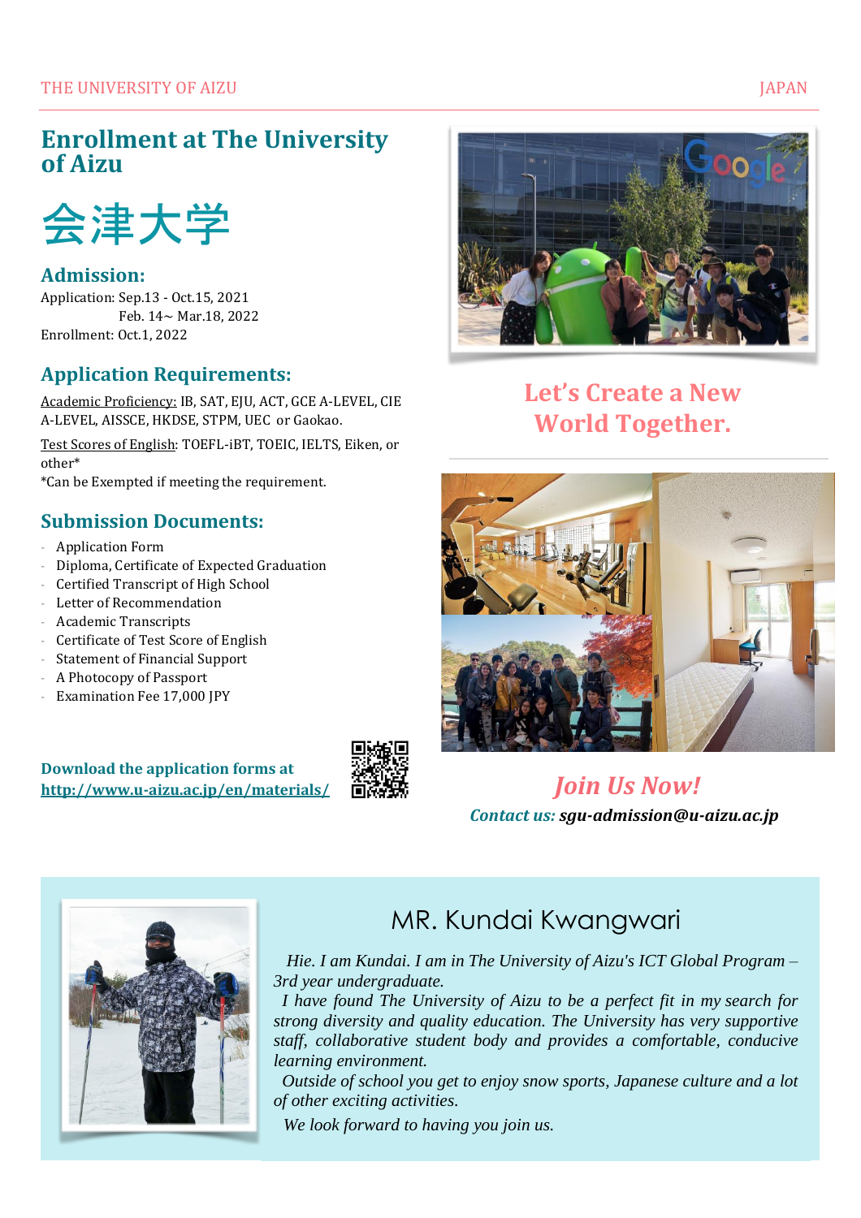# Enrollment at The University of Aizu

# 会津大学

## Admission:

Application: Sep.13 - Oct.15, 2021
Feb. 14~ Mar.18, 2022
Enrollment: Oct.1, 2022

## Application Requirements:

Academic Proficiency: IB, SAT, EJU, ACT, GCE A-LEVEL, CIE A-LEVEL, AISSCE, HKDSE, STPM, UEC or Gaokao.

Test Scores of English: TOEFL-iBT, TOEIC, IELTS, Eiken, or other*

*Can be Exempted if meeting the requirement.

## Submission Documents:

- Application Form
- Diploma, Certificate of Expected Graduation
- Certified Transcript of High School
- Letter of Recommendation
- Academic Transcripts
- Certificate of Test Score of English
- Statement of Financial Support
- A Photocopy of Passport
- Examination Fee 17,000 JPY

**Download the application forms at**
**http://www.u-aizu.ac.jp/en/materials/**

## Let's Create a New World Together.

***Join Us Now!***

***Contact us: sgu-admission@u-aizu.ac.jp***

## MR. Kundai Kwangwari

*Hie. I am Kundai. I am in The University of Aizu's ICT Global Program – 3rd year undergraduate.*

*I have found The University of Aizu to be a perfect fit in my search for strong diversity and quality education. The University has very supportive staff, collaborative student body and provides a comfortable, conducive learning environment.*

*Outside of school you get to enjoy snow sports, Japanese culture and a lot of other exciting activities.*

*We look forward to having you join us.*